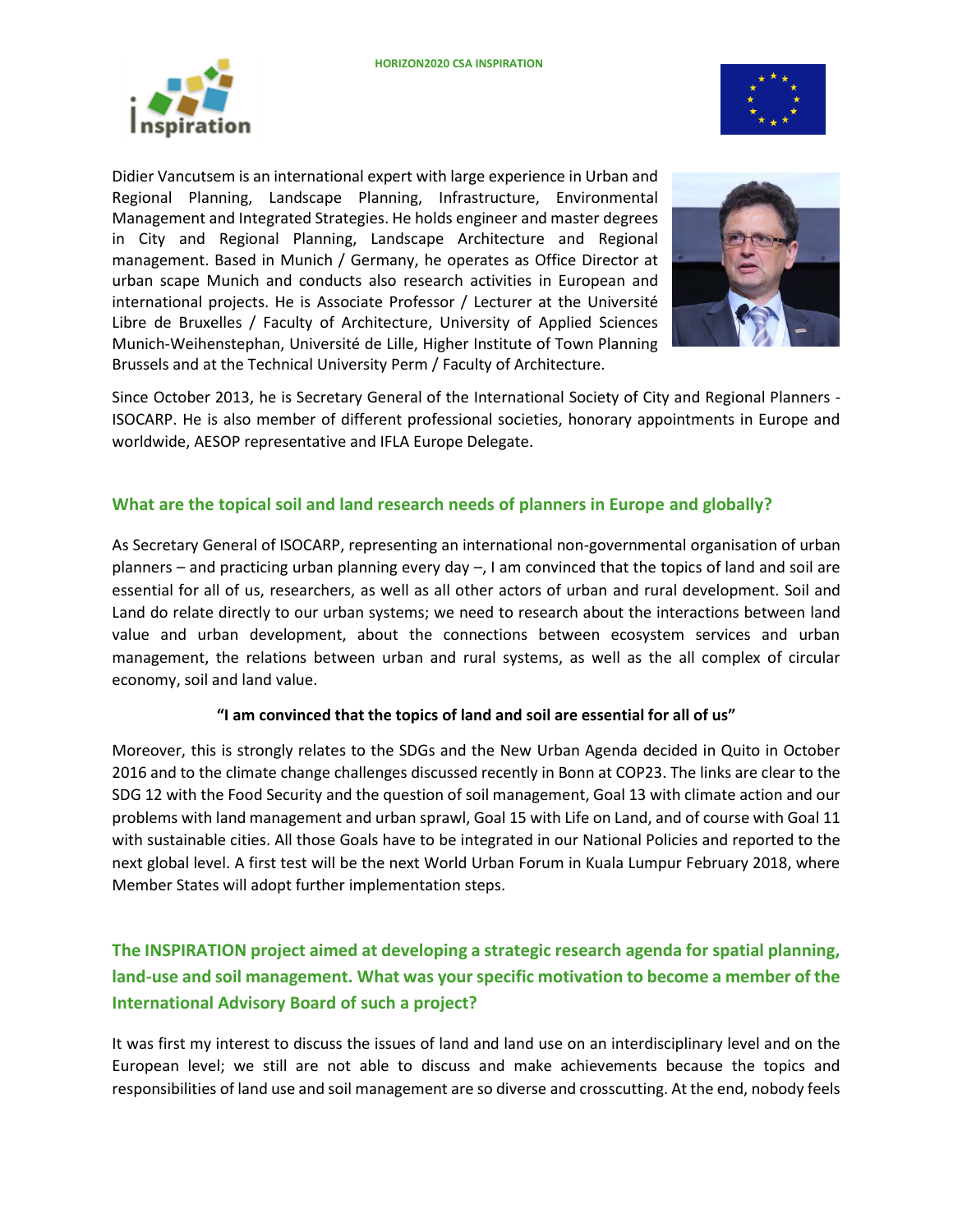Didier Vancutsem is an international expert with large experience in Urban and Regional Planning, Landscape Planning, Infrastructure, Environmental Management and Integrated Strategies. He holds engineer and master degrees in City and Regional Planning, Landscape Architecture and Regional management. Based in Munich / Germany, he operates as Office Director at urban scape Munich and conducts also research activities in European and international projects. He is Associate Professor / Lecturer at the Université Libre de Bruxelles / Faculty of Architecture, University of Applied Sciences Munich-Weihenstephan, Université de Lille, Higher Institute of Town Planning Brussels and at the Technical University Perm / Faculty of Architecture.

Since October 2013, he is Secretary General of the International Society of City and Regional Planners - ISOCARP. He is also member of different professional societies, honorary appointments in Europe and worldwide, AESOP representative and IFLA Europe Delegate.

## What are the topical soil and land research needs of planners in Europe and globally?

As Secretary General of ISOCARP, representing an international non-governmental organisation of urban planners – and practicing urban planning every day –, I am convinced that the topics of land and soil are essential for all of us, researchers, as well as all other actors of urban and rural development. Soil and Land do relate directly to our urban systems; we need to research about the interactions between land value and urban development, about the connections between ecosystem services and urban management, the relations between urban and rural systems, as well as the all complex of circular economy, soil and land value.

**"I am convinced that the topics of land and soil are essential for all of us"**

Moreover, this is strongly relates to the SDGs and the New Urban Agenda decided in Quito in October 2016 and to the climate change challenges discussed recently in Bonn at COP23. The links are clear to the SDG 12 with the Food Security and the question of soil management, Goal 13 with climate action and our problems with land management and urban sprawl, Goal 15 with Life on Land, and of course with Goal 11 with sustainable cities. All those Goals have to be integrated in our National Policies and reported to the next global level. A first test will be the next World Urban Forum in Kuala Lumpur February 2018, where Member States will adopt further implementation steps.

## The INSPIRATION project aimed at developing a strategic research agenda for spatial planning, land-use and soil management. What was your specific motivation to become a member of the International Advisory Board of such a project?

It was first my interest to discuss the issues of land and land use on an interdisciplinary level and on the European level; we still are not able to discuss and make achievements because the topics and responsibilities of land use and soil management are so diverse and crosscutting. At the end, nobody feels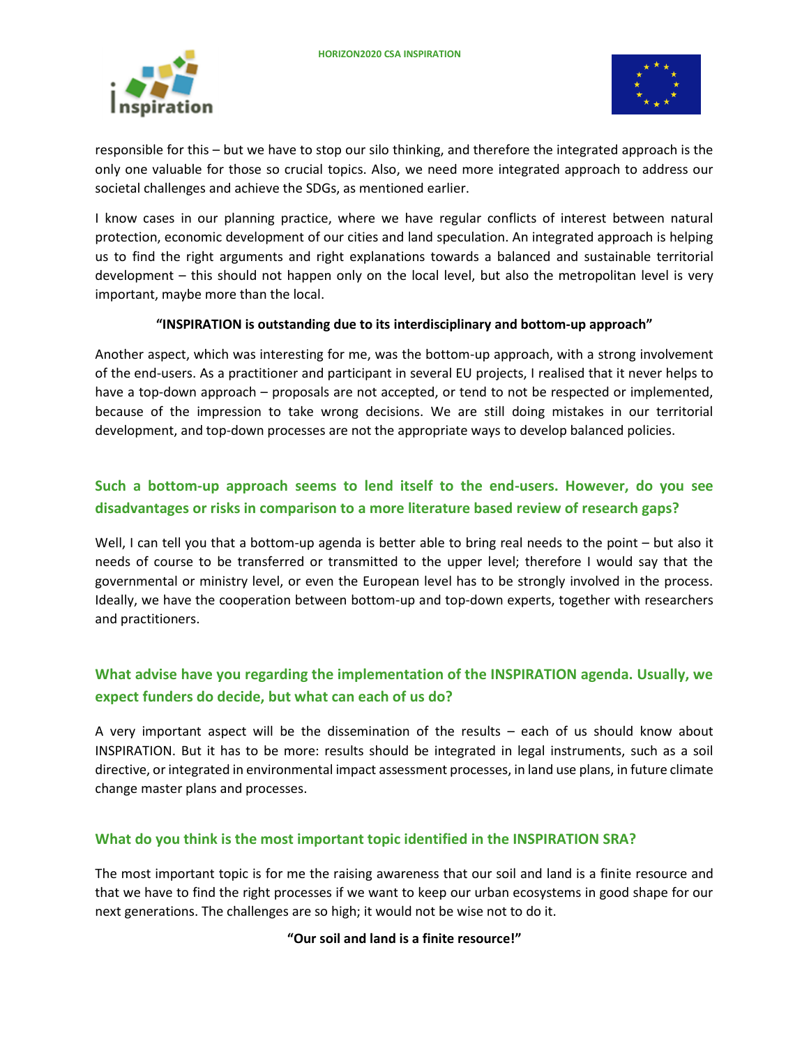responsible for this – but we have to stop our silo thinking, and therefore the integrated approach is the only one valuable for those so crucial topics. Also, we need more integrated approach to address our societal challenges and achieve the SDGs, as mentioned earlier.

I know cases in our planning practice, where we have regular conflicts of interest between natural protection, economic development of our cities and land speculation. An integrated approach is helping us to find the right arguments and right explanations towards a balanced and sustainable territorial development – this should not happen only on the local level, but also the metropolitan level is very important, maybe more than the local.

**"INSPIRATION is outstanding due to its interdisciplinary and bottom-up approach"**

Another aspect, which was interesting for me, was the bottom-up approach, with a strong involvement of the end-users. As a practitioner and participant in several EU projects, I realised that it never helps to have a top-down approach – proposals are not accepted, or tend to not be respected or implemented, because of the impression to take wrong decisions. We are still doing mistakes in our territorial development, and top-down processes are not the appropriate ways to develop balanced policies.

### Such a bottom-up approach seems to lend itself to the end-users. However, do you see disadvantages or risks in comparison to a more literature based review of research gaps?

Well, I can tell you that a bottom-up agenda is better able to bring real needs to the point – but also it needs of course to be transferred or transmitted to the upper level; therefore I would say that the governmental or ministry level, or even the European level has to be strongly involved in the process. Ideally, we have the cooperation between bottom-up and top-down experts, together with researchers and practitioners.

### What advise have you regarding the implementation of the INSPIRATION agenda. Usually, we expect funders do decide, but what can each of us do?

A very important aspect will be the dissemination of the results – each of us should know about INSPIRATION. But it has to be more: results should be integrated in legal instruments, such as a soil directive, or integrated in environmental impact assessment processes, in land use plans, in future climate change master plans and processes.

### What do you think is the most important topic identified in the INSPIRATION SRA?

The most important topic is for me the raising awareness that our soil and land is a finite resource and that we have to find the right processes if we want to keep our urban ecosystems in good shape for our next generations. The challenges are so high; it would not be wise not to do it.

**"Our soil and land is a finite resource!"**